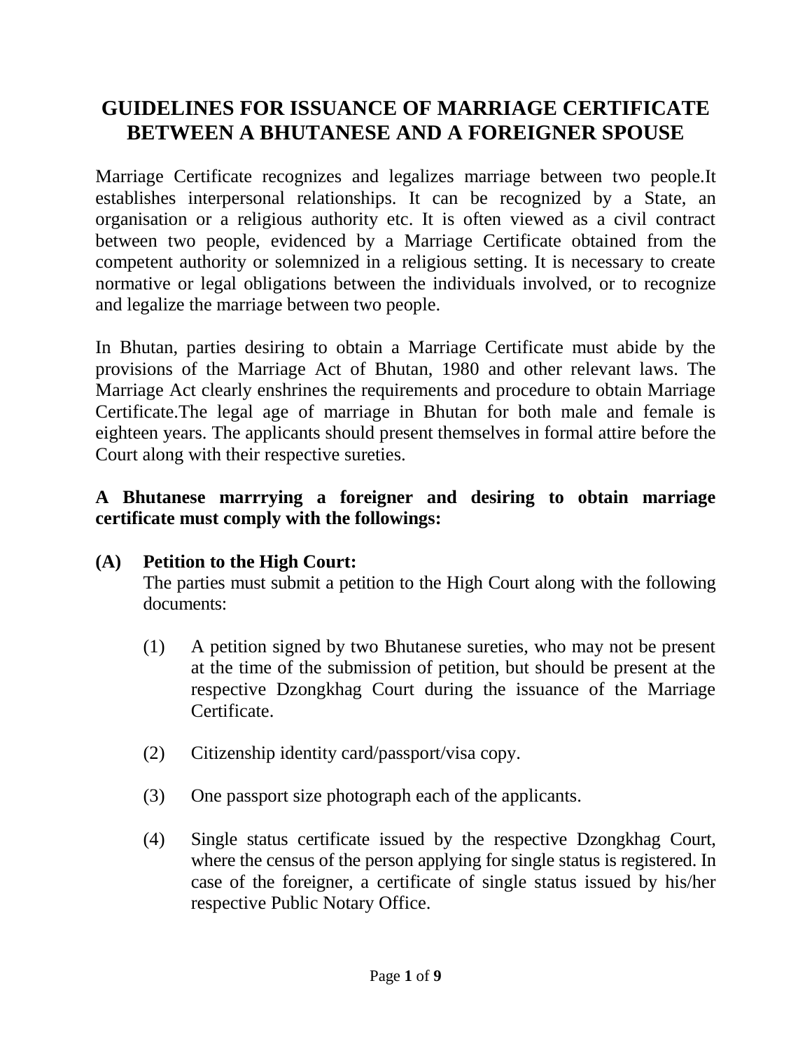# GUIDELINES FOR ISSUANCE OF MARRIAGE CERTIFICATE BETWEEN A BHUTANESE AND A FOREIGNER SPOUSE

Marriage Certificate recognizes and legalizes marriage between two people.It establishes interpersonal relationships. It can be recognized by a State, an organisation or a religious authority etc. It is often viewed as a civil contract between two people, evidenced by a Marriage Certificate obtained from the competent authority or solemnized in a religious setting. It is necessary to create normative or legal obligations between the individuals involved, or to recognize and legalize the marriage between two people.

In Bhutan, parties desiring to obtain a Marriage Certificate must abide by the provisions of the Marriage Act of Bhutan, 1980 and other relevant laws. The Marriage Act clearly enshrines the requirements and procedure to obtain Marriage Certificate.The legal age of marriage in Bhutan for both male and female is eighteen years. The applicants should present themselves in formal attire before the Court along with their respective sureties.

**A Bhutanese marrrying a foreigner and desiring to obtain marriage certificate must comply with the followings:**

**(A) Petition to the High Court:**

The parties must submit a petition to the High Court along with the following documents:

(1) A petition signed by two Bhutanese sureties, who may not be present at the time of the submission of petition, but should be present at the respective Dzongkhag Court during the issuance of the Marriage Certificate.

(2) Citizenship identity card/passport/visa copy.

(3) One passport size photograph each of the applicants.

(4) Single status certificate issued by the respective Dzongkhag Court, where the census of the person applying for single status is registered. In case of the foreigner, a certificate of single status issued by his/her respective Public Notary Office.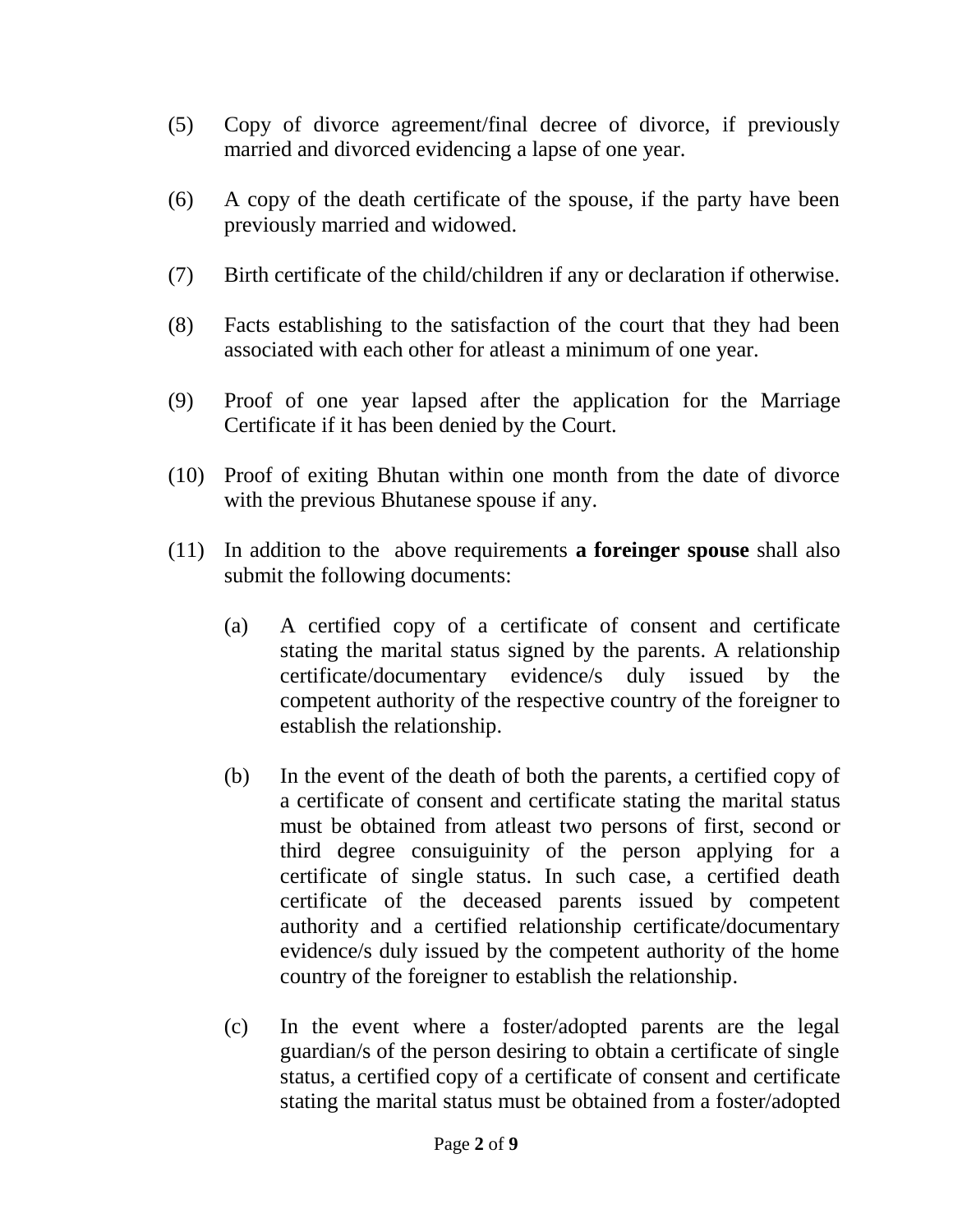(5) Copy of divorce agreement/final decree of divorce, if previously married and divorced evidencing a lapse of one year.

(6) A copy of the death certificate of the spouse, if the party have been previously married and widowed.

(7) Birth certificate of the child/children if any or declaration if otherwise.

(8) Facts establishing to the satisfaction of the court that they had been associated with each other for atleast a minimum of one year.

(9) Proof of one year lapsed after the application for the Marriage Certificate if it has been denied by the Court.

(10) Proof of exiting Bhutan within one month from the date of divorce with the previous Bhutanese spouse if any.

(11) In addition to the above requirements **a foreinger spouse** shall also submit the following documents:

   (a) A certified copy of a certificate of consent and certificate stating the marital status signed by the parents. A relationship certificate/documentary evidence/s duly issued by the competent authority of the respective country of the foreigner to establish the relationship.

   (b) In the event of the death of both the parents, a certified copy of a certificate of consent and certificate stating the marital status must be obtained from atleast two persons of first, second or third degree consuiguinity of the person applying for a certificate of single status. In such case, a certified death certificate of the deceased parents issued by competent authority and a certified relationship certificate/documentary evidence/s duly issued by the competent authority of the home country of the foreigner to establish the relationship.

   (c) In the event where a foster/adopted parents are the legal guardian/s of the person desiring to obtain a certificate of single status, a certified copy of a certificate of consent and certificate stating the marital status must be obtained from a foster/adopted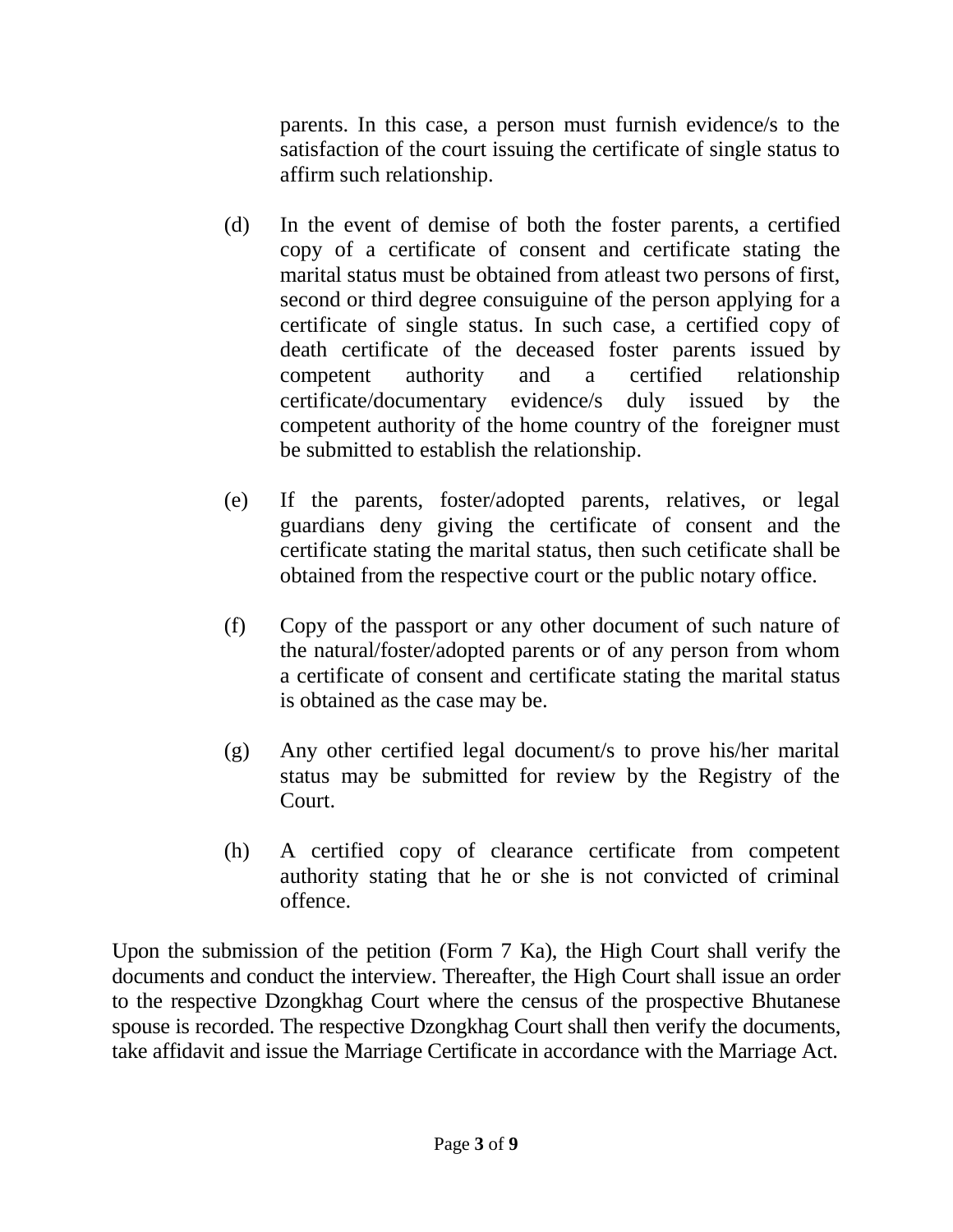parents. In this case, a person must furnish evidence/s to the satisfaction of the court issuing the certificate of single status to affirm such relationship.

(d) In the event of demise of both the foster parents, a certified copy of a certificate of consent and certificate stating the marital status must be obtained from atleast two persons of first, second or third degree consuiguine of the person applying for a certificate of single status. In such case, a certified copy of death certificate of the deceased foster parents issued by competent authority and a certified relationship certificate/documentary evidence/s duly issued by the competent authority of the home country of the foreigner must be submitted to establish the relationship.

(e) If the parents, foster/adopted parents, relatives, or legal guardians deny giving the certificate of consent and the certificate stating the marital status, then such cetificate shall be obtained from the respective court or the public notary office.

(f) Copy of the passport or any other document of such nature of the natural/foster/adopted parents or of any person from whom a certificate of consent and certificate stating the marital status is obtained as the case may be.

(g) Any other certified legal document/s to prove his/her marital status may be submitted for review by the Registry of the Court.

(h) A certified copy of clearance certificate from competent authority stating that he or she is not convicted of criminal offence.

Upon the submission of the petition (Form 7 Ka), the High Court shall verify the documents and conduct the interview. Thereafter, the High Court shall issue an order to the respective Dzongkhag Court where the census of the prospective Bhutanese spouse is recorded. The respective Dzongkhag Court shall then verify the documents, take affidavit and issue the Marriage Certificate in accordance with the Marriage Act.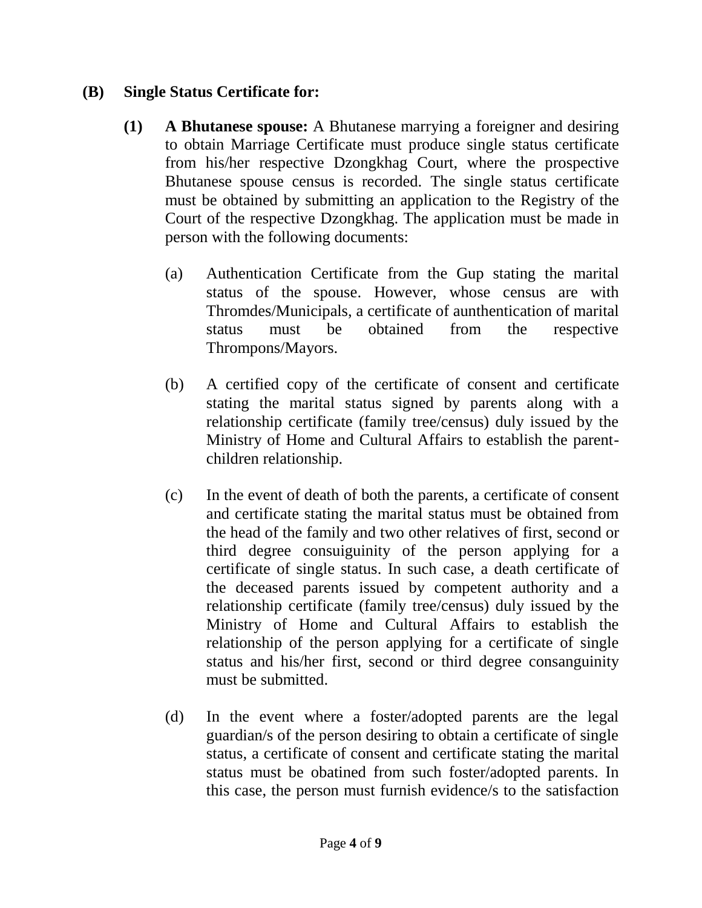**(B) Single Status Certificate for:**

**(1) A Bhutanese spouse:** A Bhutanese marrying a foreigner and desiring to obtain Marriage Certificate must produce single status certificate from his/her respective Dzongkhag Court, where the prospective Bhutanese spouse census is recorded. The single status certificate must be obtained by submitting an application to the Registry of the Court of the respective Dzongkhag. The application must be made in person with the following documents:

(a) Authentication Certificate from the Gup stating the marital status of the spouse. However, whose census are with Thromdes/Municipals, a certificate of aunthentication of marital status must be obtained from the respective Thrompons/Mayors.

(b) A certified copy of the certificate of consent and certificate stating the marital status signed by parents along with a relationship certificate (family tree/census) duly issued by the Ministry of Home and Cultural Affairs to establish the parent-children relationship.

(c) In the event of death of both the parents, a certificate of consent and certificate stating the marital status must be obtained from the head of the family and two other relatives of first, second or third degree consuiguinity of the person applying for a certificate of single status. In such case, a death certificate of the deceased parents issued by competent authority and a relationship certificate (family tree/census) duly issued by the Ministry of Home and Cultural Affairs to establish the relationship of the person applying for a certificate of single status and his/her first, second or third degree consanguinity must be submitted.

(d) In the event where a foster/adopted parents are the legal guardian/s of the person desiring to obtain a certificate of single status, a certificate of consent and certificate stating the marital status must be obatined from such foster/adopted parents. In this case, the person must furnish evidence/s to the satisfaction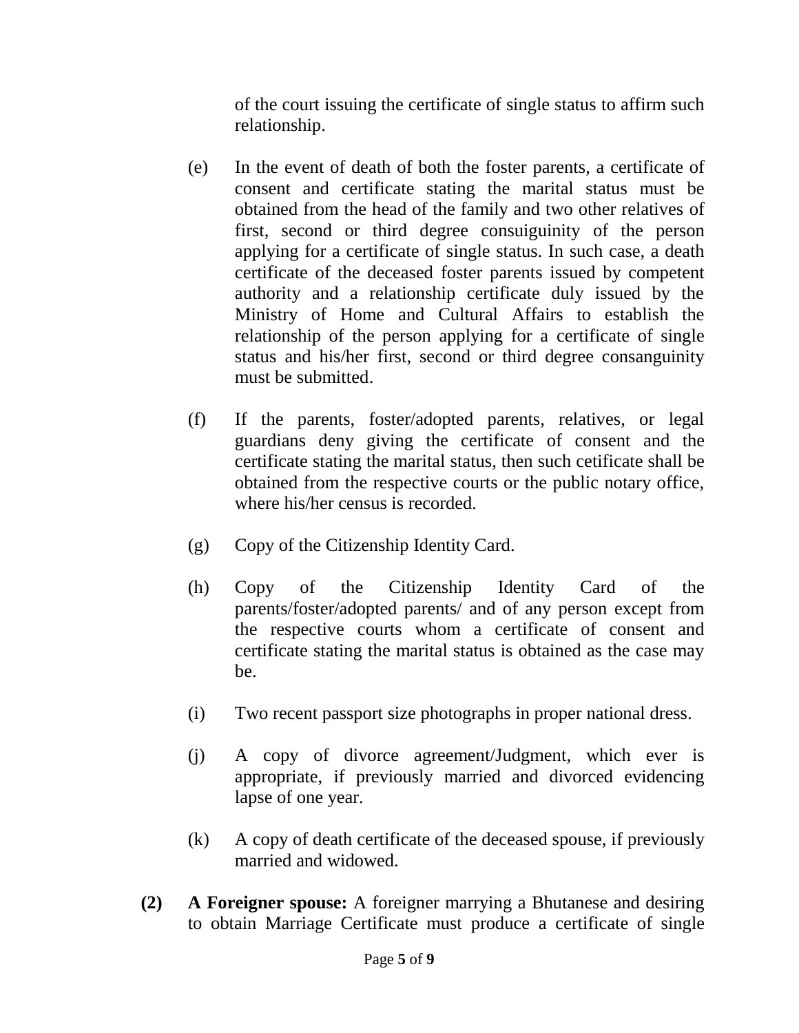of the court issuing the certificate of single status to affirm such relationship.

(e) In the event of death of both the foster parents, a certificate of consent and certificate stating the marital status must be obtained from the head of the family and two other relatives of first, second or third degree consuiguinity of the person applying for a certificate of single status. In such case, a death certificate of the deceased foster parents issued by competent authority and a relationship certificate duly issued by the Ministry of Home and Cultural Affairs to establish the relationship of the person applying for a certificate of single status and his/her first, second or third degree consanguinity must be submitted.

(f) If the parents, foster/adopted parents, relatives, or legal guardians deny giving the certificate of consent and the certificate stating the marital status, then such cetificate shall be obtained from the respective courts or the public notary office, where his/her census is recorded.

(g) Copy of the Citizenship Identity Card.

(h) Copy of the Citizenship Identity Card of the parents/foster/adopted parents/ and of any person except from the respective courts whom a certificate of consent and certificate stating the marital status is obtained as the case may be.

(i) Two recent passport size photographs in proper national dress.

(j) A copy of divorce agreement/Judgment, which ever is appropriate, if previously married and divorced evidencing lapse of one year.

(k) A copy of death certificate of the deceased spouse, if previously married and widowed.

**(2) A Foreigner spouse:** A foreigner marrying a Bhutanese and desiring to obtain Marriage Certificate must produce a certificate of single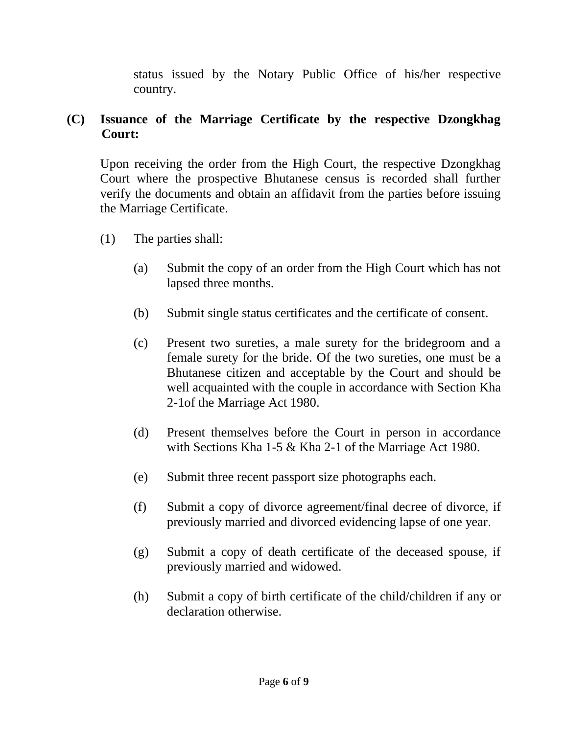status issued by the Notary Public Office of his/her respective country.

**(C) Issuance of the Marriage Certificate by the respective Dzongkhag Court:**

Upon receiving the order from the High Court, the respective Dzongkhag Court where the prospective Bhutanese census is recorded shall further verify the documents and obtain an affidavit from the parties before issuing the Marriage Certificate.

(1) The parties shall:

(a) Submit the copy of an order from the High Court which has not lapsed three months.

(b) Submit single status certificates and the certificate of consent.

(c) Present two sureties, a male surety for the bridegroom and a female surety for the bride. Of the two sureties, one must be a Bhutanese citizen and acceptable by the Court and should be well acquainted with the couple in accordance with Section Kha 2-1of the Marriage Act 1980.

(d) Present themselves before the Court in person in accordance with Sections Kha 1-5 & Kha 2-1 of the Marriage Act 1980.

(e) Submit three recent passport size photographs each.

(f) Submit a copy of divorce agreement/final decree of divorce, if previously married and divorced evidencing lapse of one year.

(g) Submit a copy of death certificate of the deceased spouse, if previously married and widowed.

(h) Submit a copy of birth certificate of the child/children if any or declaration otherwise.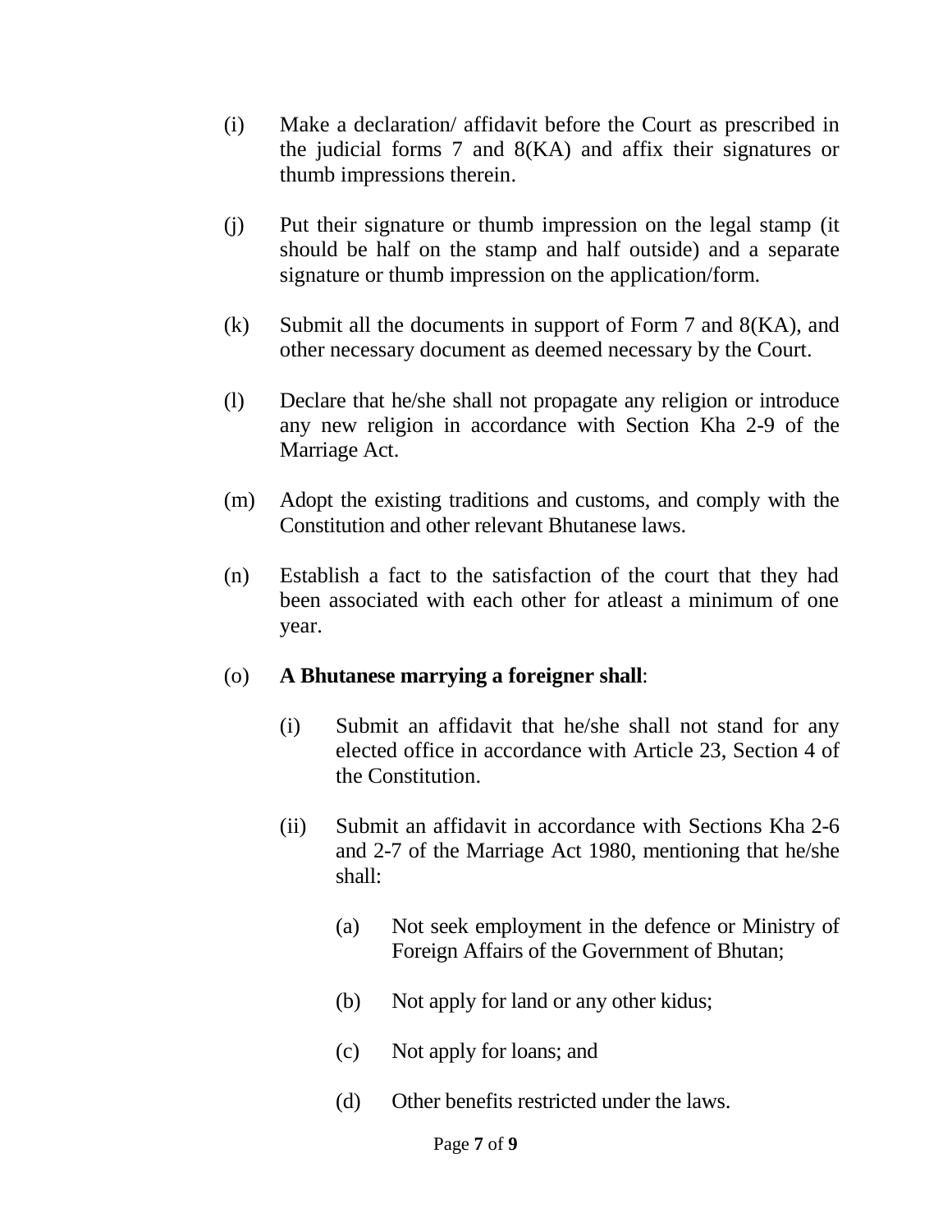(i) Make a declaration/ affidavit before the Court as prescribed in the judicial forms 7 and 8(KA) and affix their signatures or thumb impressions therein.

(j) Put their signature or thumb impression on the legal stamp (it should be half on the stamp and half outside) and a separate signature or thumb impression on the application/form.

(k) Submit all the documents in support of Form 7 and 8(KA), and other necessary document as deemed necessary by the Court.

(l) Declare that he/she shall not propagate any religion or introduce any new religion in accordance with Section Kha 2-9 of the Marriage Act.

(m) Adopt the existing traditions and customs, and comply with the Constitution and other relevant Bhutanese laws.

(n) Establish a fact to the satisfaction of the court that they had been associated with each other for atleast a minimum of one year.

(o) **A Bhutanese marrying a foreigner shall**:

 (i) Submit an affidavit that he/she shall not stand for any elected office in accordance with Article 23, Section 4 of the Constitution.

 (ii) Submit an affidavit in accordance with Sections Kha 2-6 and 2-7 of the Marriage Act 1980, mentioning that he/she shall:

  (a) Not seek employment in the defence or Ministry of Foreign Affairs of the Government of Bhutan;

  (b) Not apply for land or any other kidus;

  (c) Not apply for loans; and

  (d) Other benefits restricted under the laws.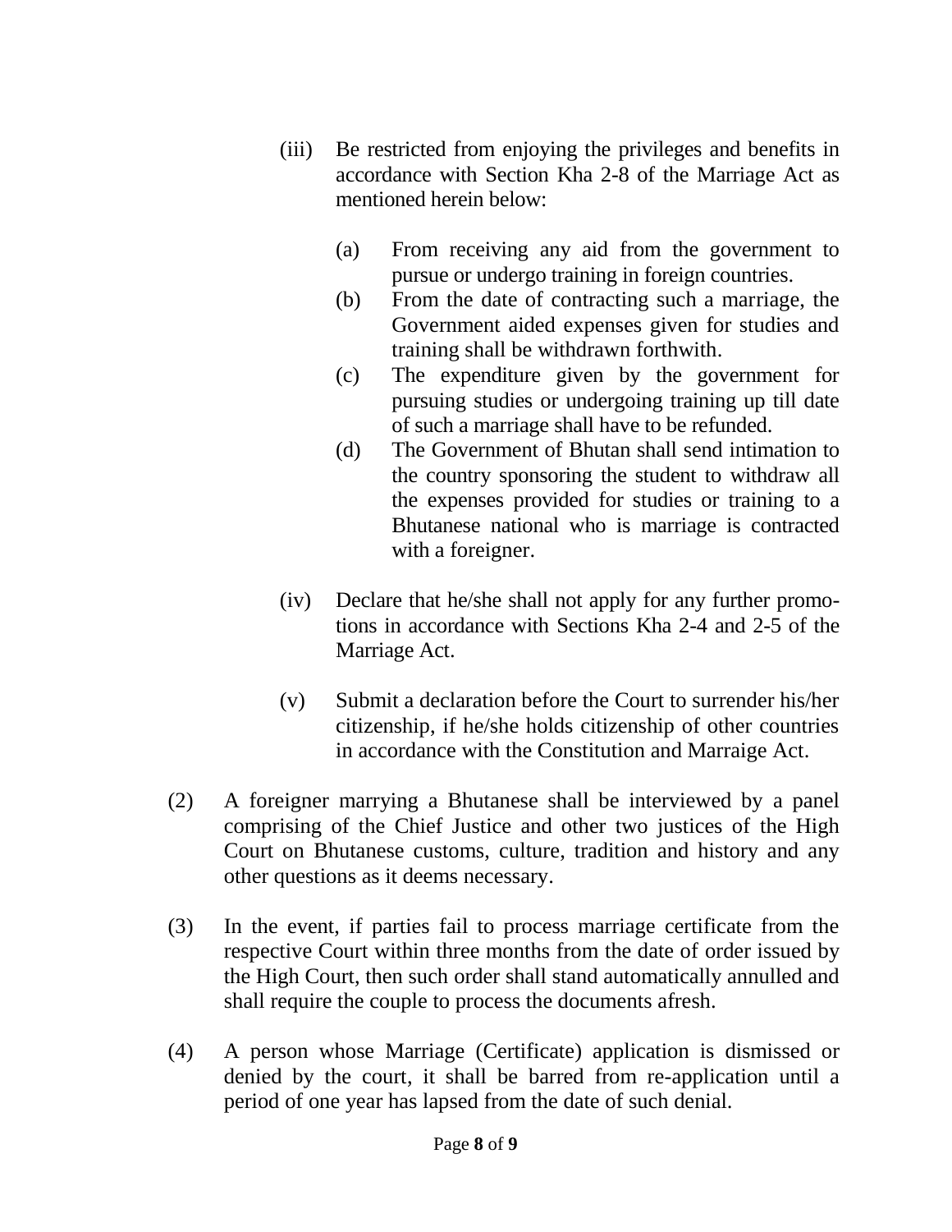(iii) Be restricted from enjoying the privileges and benefits in accordance with Section Kha 2-8 of the Marriage Act as mentioned herein below:

(a) From receiving any aid from the government to pursue or undergo training in foreign countries.

(b) From the date of contracting such a marriage, the Government aided expenses given for studies and training shall be withdrawn forthwith.

(c) The expenditure given by the government for pursuing studies or undergoing training up till date of such a marriage shall have to be refunded.

(d) The Government of Bhutan shall send intimation to the country sponsoring the student to withdraw all the expenses provided for studies or training to a Bhutanese national who is marriage is contracted with a foreigner.

(iv) Declare that he/she shall not apply for any further promotions in accordance with Sections Kha 2-4 and 2-5 of the Marriage Act.

(v) Submit a declaration before the Court to surrender his/her citizenship, if he/she holds citizenship of other countries in accordance with the Constitution and Marraige Act.

(2) A foreigner marrying a Bhutanese shall be interviewed by a panel comprising of the Chief Justice and other two justices of the High Court on Bhutanese customs, culture, tradition and history and any other questions as it deems necessary.

(3) In the event, if parties fail to process marriage certificate from the respective Court within three months from the date of order issued by the High Court, then such order shall stand automatically annulled and shall require the couple to process the documents afresh.

(4) A person whose Marriage (Certificate) application is dismissed or denied by the court, it shall be barred from re-application until a period of one year has lapsed from the date of such denial.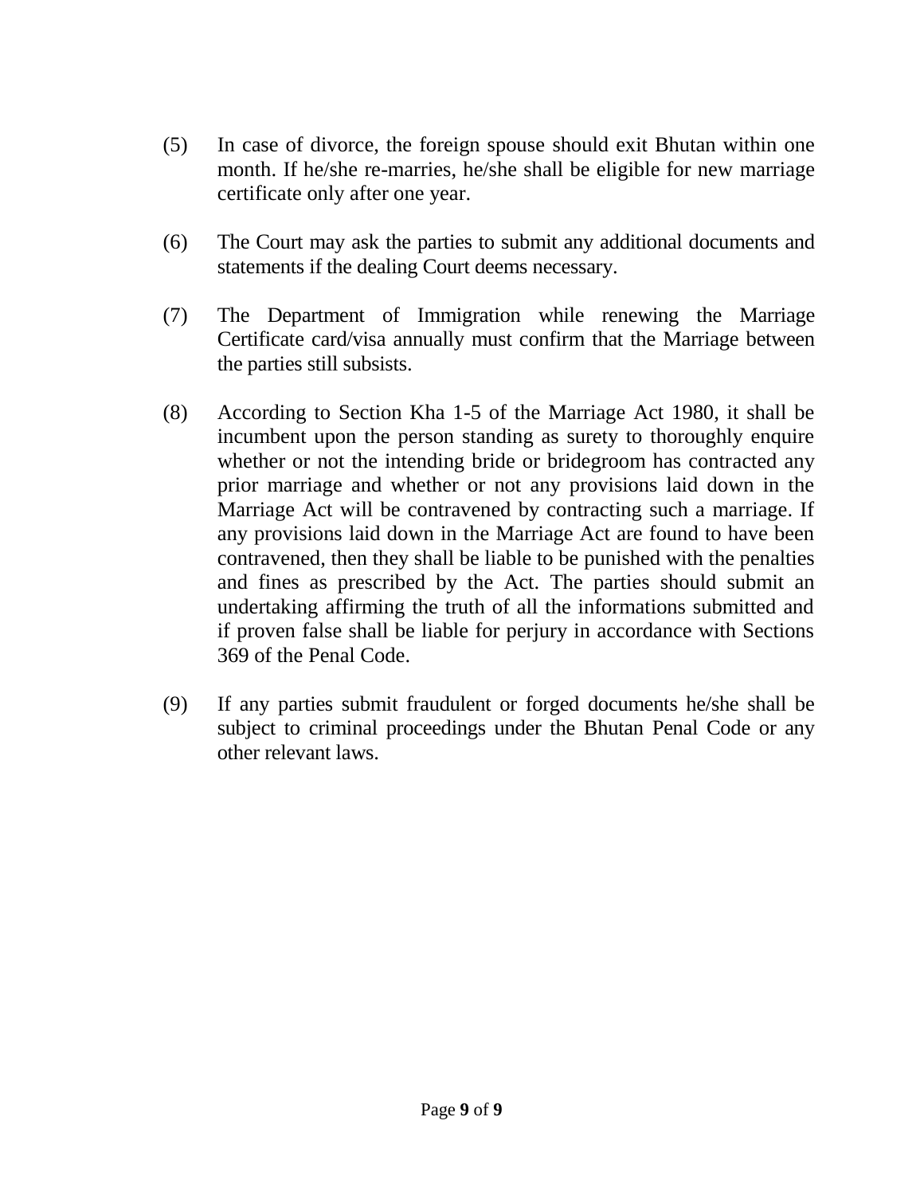(5) In case of divorce, the foreign spouse should exit Bhutan within one month. If he/she re-marries, he/she shall be eligible for new marriage certificate only after one year.

(6) The Court may ask the parties to submit any additional documents and statements if the dealing Court deems necessary.

(7) The Department of Immigration while renewing the Marriage Certificate card/visa annually must confirm that the Marriage between the parties still subsists.

(8) According to Section Kha 1-5 of the Marriage Act 1980, it shall be incumbent upon the person standing as surety to thoroughly enquire whether or not the intending bride or bridegroom has contracted any prior marriage and whether or not any provisions laid down in the Marriage Act will be contravened by contracting such a marriage. If any provisions laid down in the Marriage Act are found to have been contravened, then they shall be liable to be punished with the penalties and fines as prescribed by the Act. The parties should submit an undertaking affirming the truth of all the informations submitted and if proven false shall be liable for perjury in accordance with Sections 369 of the Penal Code.

(9) If any parties submit fraudulent or forged documents he/she shall be subject to criminal proceedings under the Bhutan Penal Code or any other relevant laws.